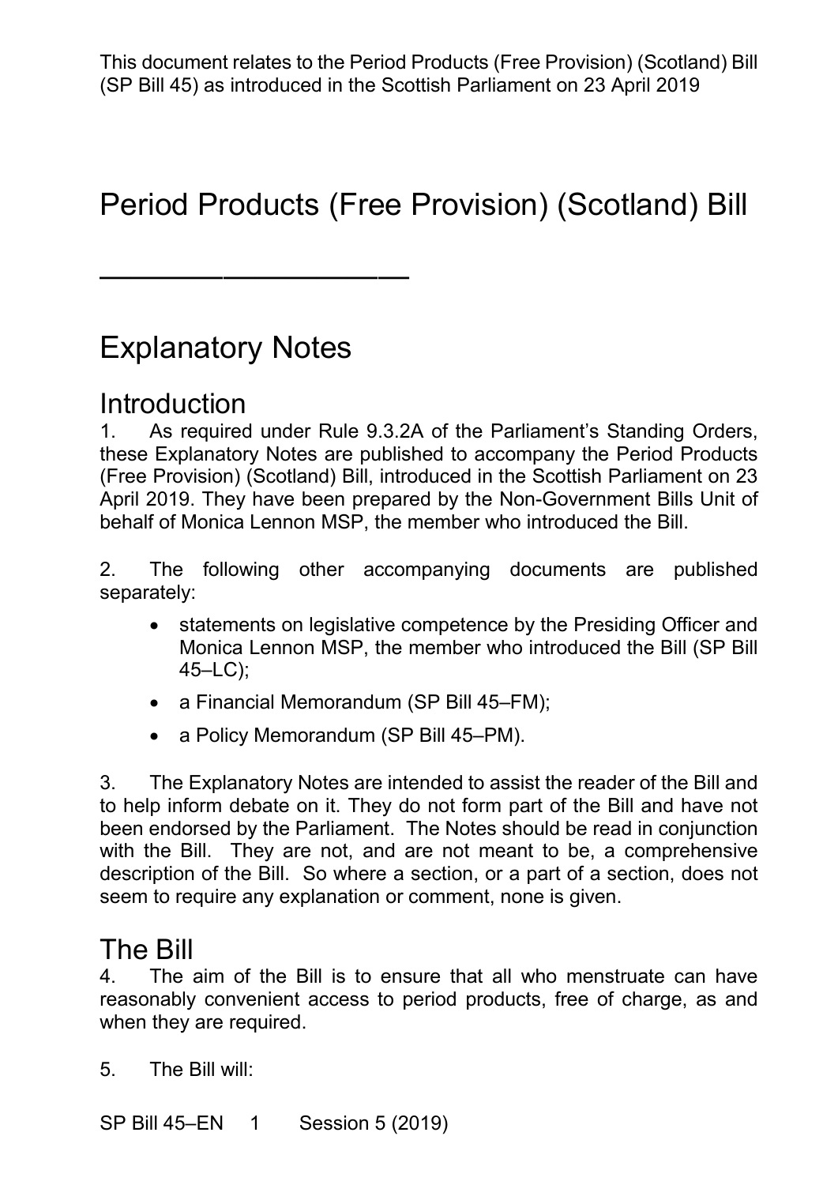This document relates to the Period Products (Free Provision) (Scotland) Bill (SP Bill 45) as introduced in the Scottish Parliament on 23 April 2019

# Period Products (Free Provision) (Scotland) Bill

---

# Explanatory Notes

## Introduction

1. As required under Rule 9.3.2A of the Parliament's Standing Orders, these Explanatory Notes are published to accompany the Period Products (Free Provision) (Scotland) Bill, introduced in the Scottish Parliament on 23 April 2019. They have been prepared by the Non-Government Bills Unit of behalf of Monica Lennon MSP, the member who introduced the Bill.

2. The following other accompanying documents are published separately:

- statements on legislative competence by the Presiding Officer and Monica Lennon MSP, the member who introduced the Bill (SP Bill 45–LC);
- a Financial Memorandum (SP Bill 45–FM);
- a Policy Memorandum (SP Bill 45–PM).

3. The Explanatory Notes are intended to assist the reader of the Bill and to help inform debate on it. They do not form part of the Bill and have not been endorsed by the Parliament. The Notes should be read in conjunction with the Bill. They are not, and are not meant to be, a comprehensive description of the Bill. So where a section, or a part of a section, does not seem to require any explanation or comment, none is given.

## The Bill

4. The aim of the Bill is to ensure that all who menstruate can have reasonably convenient access to period products, free of charge, as and when they are required.

5. The Bill will:

SP Bill 45–EN 1 Session 5 (2019)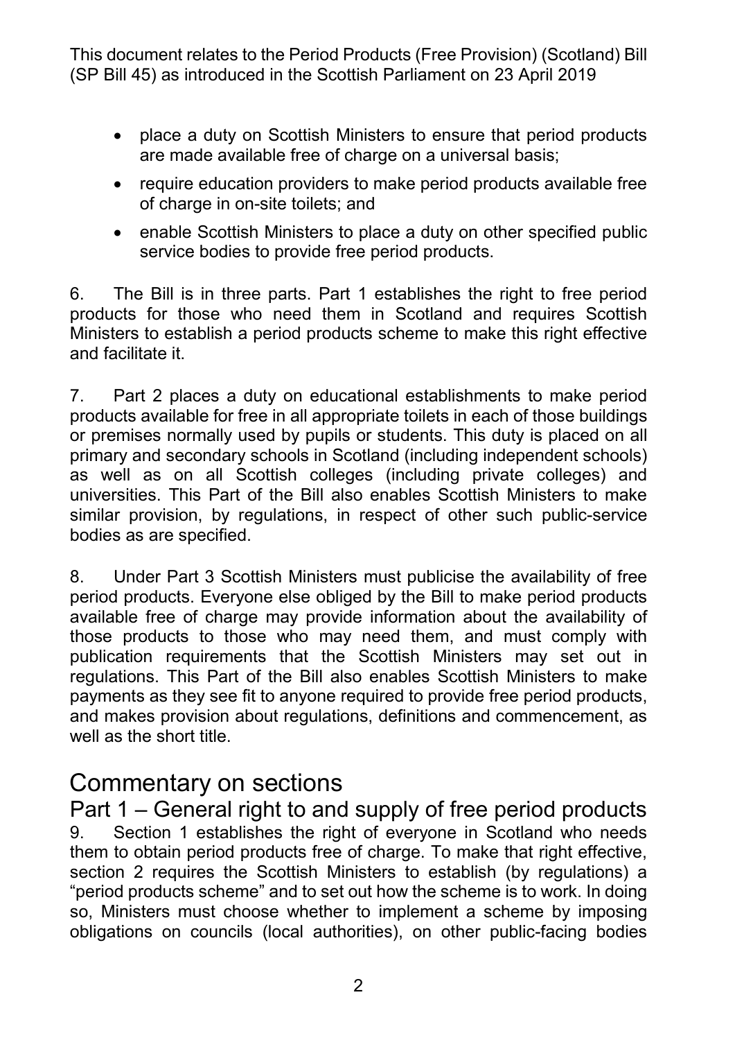- place a duty on Scottish Ministers to ensure that period products are made available free of charge on a universal basis;
- require education providers to make period products available free of charge in on-site toilets; and
- enable Scottish Ministers to place a duty on other specified public service bodies to provide free period products.

6. The Bill is in three parts. Part 1 establishes the right to free period products for those who need them in Scotland and requires Scottish Ministers to establish a period products scheme to make this right effective and facilitate it.

7. Part 2 places a duty on educational establishments to make period products available for free in all appropriate toilets in each of those buildings or premises normally used by pupils or students. This duty is placed on all primary and secondary schools in Scotland (including independent schools) as well as on all Scottish colleges (including private colleges) and universities. This Part of the Bill also enables Scottish Ministers to make similar provision, by regulations, in respect of other such public-service bodies as are specified.

8. Under Part 3 Scottish Ministers must publicise the availability of free period products. Everyone else obliged by the Bill to make period products available free of charge may provide information about the availability of those products to those who may need them, and must comply with publication requirements that the Scottish Ministers may set out in regulations. This Part of the Bill also enables Scottish Ministers to make payments as they see fit to anyone required to provide free period products, and makes provision about regulations, definitions and commencement, as well as the short title.

# Commentary on sections

## Part 1 – General right to and supply of free period products

9. Section 1 establishes the right of everyone in Scotland who needs them to obtain period products free of charge. To make that right effective, section 2 requires the Scottish Ministers to establish (by regulations) a "period products scheme" and to set out how the scheme is to work. In doing so, Ministers must choose whether to implement a scheme by imposing obligations on councils (local authorities), on other public-facing bodies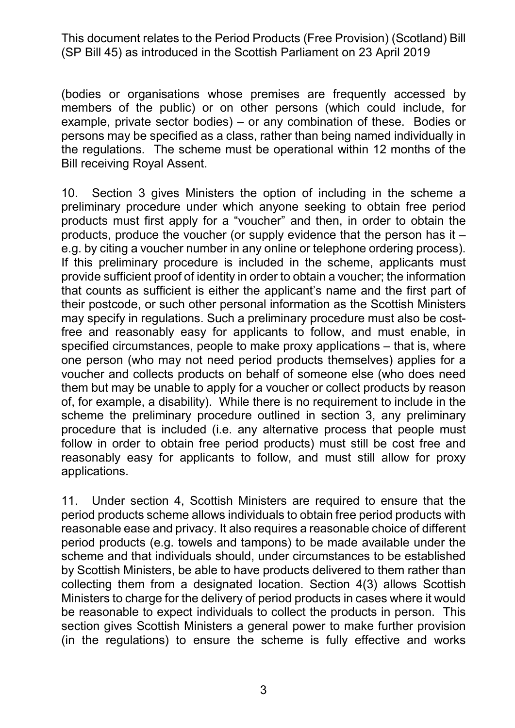(bodies or organisations whose premises are frequently accessed by members of the public) or on other persons (which could include, for example, private sector bodies) – or any combination of these. Bodies or persons may be specified as a class, rather than being named individually in the regulations. The scheme must be operational within 12 months of the Bill receiving Royal Assent.

10. Section 3 gives Ministers the option of including in the scheme a preliminary procedure under which anyone seeking to obtain free period products must first apply for a "voucher" and then, in order to obtain the products, produce the voucher (or supply evidence that the person has it – e.g. by citing a voucher number in any online or telephone ordering process). If this preliminary procedure is included in the scheme, applicants must provide sufficient proof of identity in order to obtain a voucher; the information that counts as sufficient is either the applicant's name and the first part of their postcode, or such other personal information as the Scottish Ministers may specify in regulations. Such a preliminary procedure must also be cost-free and reasonably easy for applicants to follow, and must enable, in specified circumstances, people to make proxy applications – that is, where one person (who may not need period products themselves) applies for a voucher and collects products on behalf of someone else (who does need them but may be unable to apply for a voucher or collect products by reason of, for example, a disability). While there is no requirement to include in the scheme the preliminary procedure outlined in section 3, any preliminary procedure that is included (i.e. any alternative process that people must follow in order to obtain free period products) must still be cost free and reasonably easy for applicants to follow, and must still allow for proxy applications.

11. Under section 4, Scottish Ministers are required to ensure that the period products scheme allows individuals to obtain free period products with reasonable ease and privacy. It also requires a reasonable choice of different period products (e.g. towels and tampons) to be made available under the scheme and that individuals should, under circumstances to be established by Scottish Ministers, be able to have products delivered to them rather than collecting them from a designated location. Section 4(3) allows Scottish Ministers to charge for the delivery of period products in cases where it would be reasonable to expect individuals to collect the products in person. This section gives Scottish Ministers a general power to make further provision (in the regulations) to ensure the scheme is fully effective and works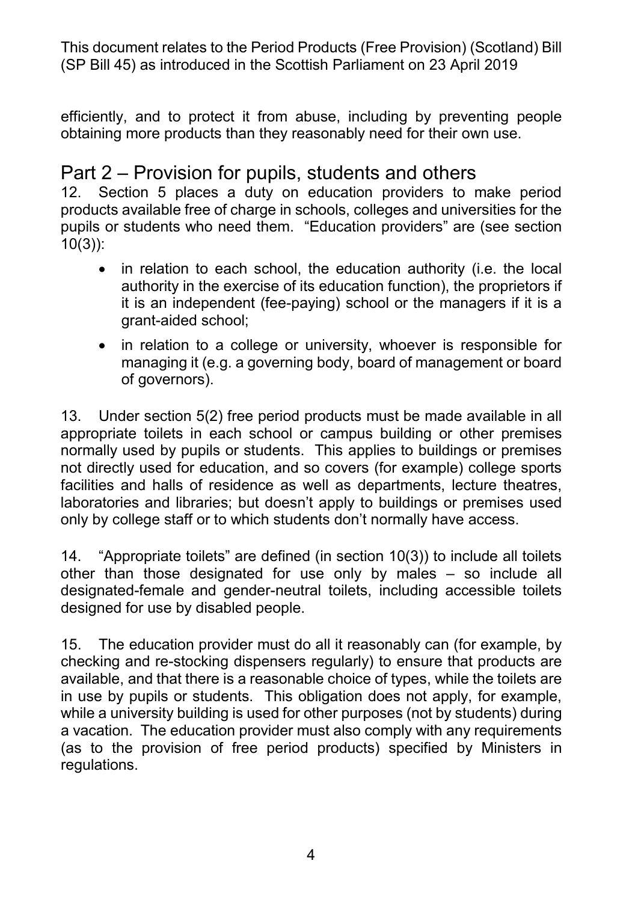efficiently, and to protect it from abuse, including by preventing people obtaining more products than they reasonably need for their own use.

## Part 2 – Provision for pupils, students and others

12. Section 5 places a duty on education providers to make period products available free of charge in schools, colleges and universities for the pupils or students who need them. "Education providers" are (see section 10(3)):

- in relation to each school, the education authority (i.e. the local authority in the exercise of its education function), the proprietors if it is an independent (fee-paying) school or the managers if it is a grant-aided school;
- in relation to a college or university, whoever is responsible for managing it (e.g. a governing body, board of management or board of governors).

13. Under section 5(2) free period products must be made available in all appropriate toilets in each school or campus building or other premises normally used by pupils or students. This applies to buildings or premises not directly used for education, and so covers (for example) college sports facilities and halls of residence as well as departments, lecture theatres, laboratories and libraries; but doesn't apply to buildings or premises used only by college staff or to which students don't normally have access.

14. "Appropriate toilets" are defined (in section 10(3)) to include all toilets other than those designated for use only by males – so include all designated-female and gender-neutral toilets, including accessible toilets designed for use by disabled people.

15. The education provider must do all it reasonably can (for example, by checking and re-stocking dispensers regularly) to ensure that products are available, and that there is a reasonable choice of types, while the toilets are in use by pupils or students. This obligation does not apply, for example, while a university building is used for other purposes (not by students) during a vacation. The education provider must also comply with any requirements (as to the provision of free period products) specified by Ministers in regulations.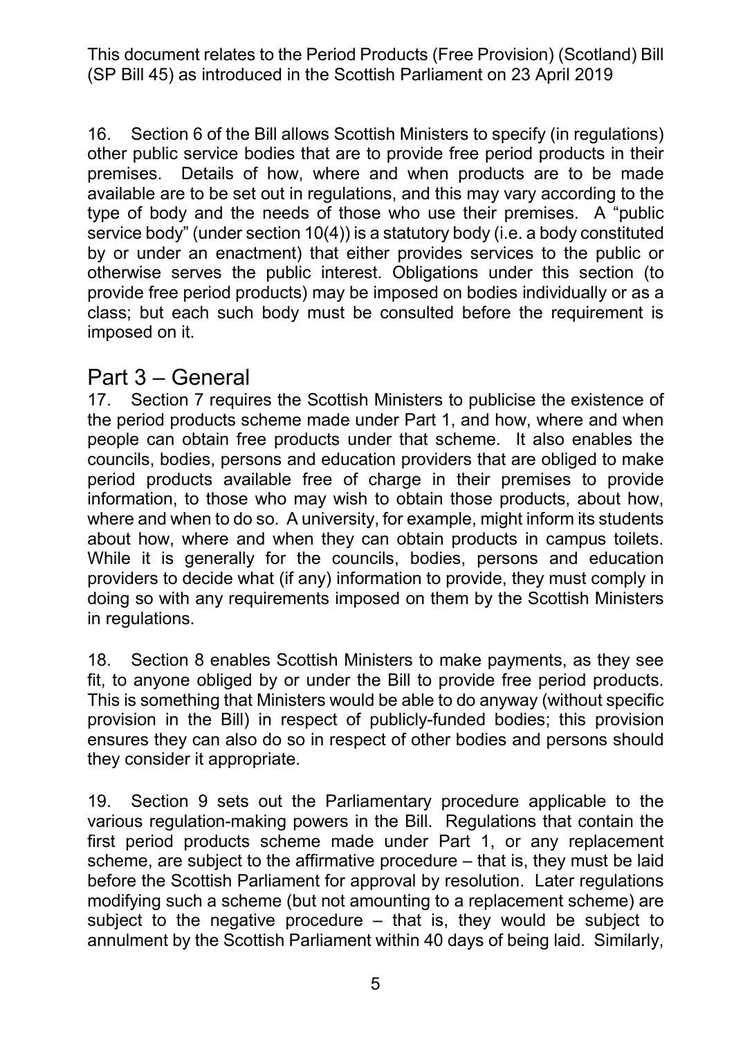16. Section 6 of the Bill allows Scottish Ministers to specify (in regulations) other public service bodies that are to provide free period products in their premises. Details of how, where and when products are to be made available are to be set out in regulations, and this may vary according to the type of body and the needs of those who use their premises. A "public service body" (under section 10(4)) is a statutory body (i.e. a body constituted by or under an enactment) that either provides services to the public or otherwise serves the public interest. Obligations under this section (to provide free period products) may be imposed on bodies individually or as a class; but each such body must be consulted before the requirement is imposed on it.

## Part 3 – General

17. Section 7 requires the Scottish Ministers to publicise the existence of the period products scheme made under Part 1, and how, where and when people can obtain free products under that scheme. It also enables the councils, bodies, persons and education providers that are obliged to make period products available free of charge in their premises to provide information, to those who may wish to obtain those products, about how, where and when to do so. A university, for example, might inform its students about how, where and when they can obtain products in campus toilets. While it is generally for the councils, bodies, persons and education providers to decide what (if any) information to provide, they must comply in doing so with any requirements imposed on them by the Scottish Ministers in regulations.

18. Section 8 enables Scottish Ministers to make payments, as they see fit, to anyone obliged by or under the Bill to provide free period products. This is something that Ministers would be able to do anyway (without specific provision in the Bill) in respect of publicly-funded bodies; this provision ensures they can also do so in respect of other bodies and persons should they consider it appropriate.

19. Section 9 sets out the Parliamentary procedure applicable to the various regulation-making powers in the Bill. Regulations that contain the first period products scheme made under Part 1, or any replacement scheme, are subject to the affirmative procedure – that is, they must be laid before the Scottish Parliament for approval by resolution. Later regulations modifying such a scheme (but not amounting to a replacement scheme) are subject to the negative procedure – that is, they would be subject to annulment by the Scottish Parliament within 40 days of being laid. Similarly,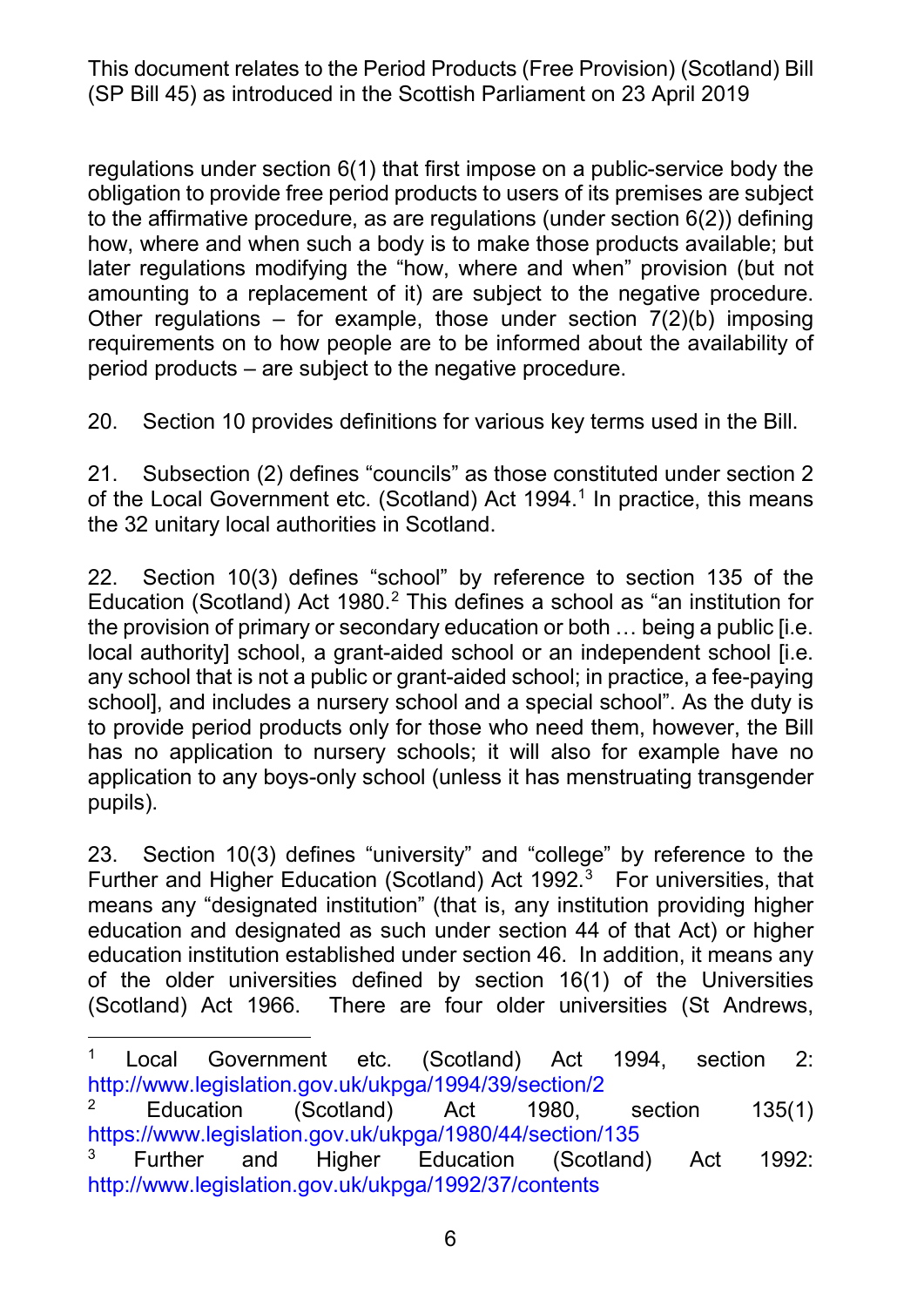regulations under section 6(1) that first impose on a public-service body the obligation to provide free period products to users of its premises are subject to the affirmative procedure, as are regulations (under section 6(2)) defining how, where and when such a body is to make those products available; but later regulations modifying the "how, where and when" provision (but not amounting to a replacement of it) are subject to the negative procedure. Other regulations – for example, those under section 7(2)(b) imposing requirements on to how people are to be informed about the availability of period products – are subject to the negative procedure.

20. Section 10 provides definitions for various key terms used in the Bill.

21. Subsection (2) defines "councils" as those constituted under section 2 of the Local Government etc. (Scotland) Act 1994.[1] In practice, this means the 32 unitary local authorities in Scotland.

22. Section 10(3) defines "school" by reference to section 135 of the Education (Scotland) Act 1980.[2] This defines a school as "an institution for the provision of primary or secondary education or both … being a public [i.e. local authority] school, a grant-aided school or an independent school [i.e. any school that is not a public or grant-aided school; in practice, a fee-paying school], and includes a nursery school and a special school". As the duty is to provide period products only for those who need them, however, the Bill has no application to nursery schools; it will also for example have no application to any boys-only school (unless it has menstruating transgender pupils).

23. Section 10(3) defines "university" and "college" by reference to the Further and Higher Education (Scotland) Act 1992.[3] For universities, that means any "designated institution" (that is, any institution providing higher education and designated as such under section 44 of that Act) or higher education institution established under section 46. In addition, it means any of the older universities defined by section 16(1) of the Universities (Scotland) Act 1966. There are four older universities (St Andrews,

---

[1] Local Government etc. (Scotland) Act 1994, section 2: http://www.legislation.gov.uk/ukpga/1994/39/section/2

[2] Education (Scotland) Act 1980, section 135(1) https://www.legislation.gov.uk/ukpga/1980/44/section/135

[3] Further and Higher Education (Scotland) Act 1992: http://www.legislation.gov.uk/ukpga/1992/37/contents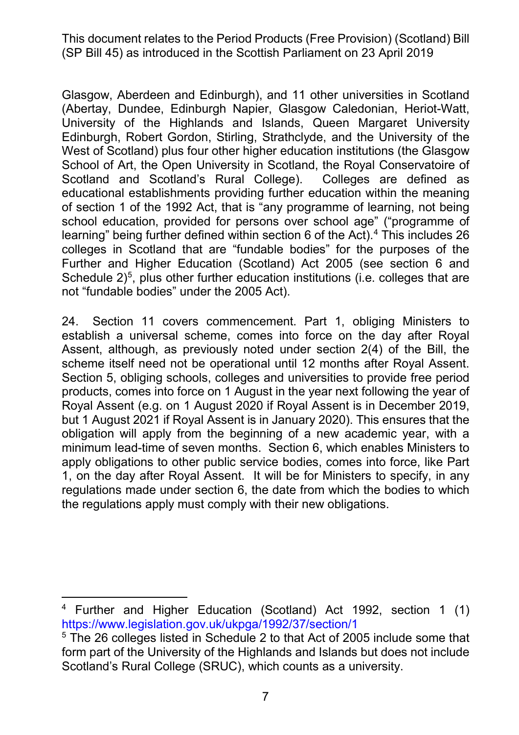Glasgow, Aberdeen and Edinburgh), and 11 other universities in Scotland (Abertay, Dundee, Edinburgh Napier, Glasgow Caledonian, Heriot-Watt, University of the Highlands and Islands, Queen Margaret University Edinburgh, Robert Gordon, Stirling, Strathclyde, and the University of the West of Scotland) plus four other higher education institutions (the Glasgow School of Art, the Open University in Scotland, the Royal Conservatoire of Scotland and Scotland's Rural College). Colleges are defined as educational establishments providing further education within the meaning of section 1 of the 1992 Act, that is "any programme of learning, not being school education, provided for persons over school age" ("programme of learning" being further defined within section 6 of the Act).[4] This includes 26 colleges in Scotland that are "fundable bodies" for the purposes of the Further and Higher Education (Scotland) Act 2005 (see section 6 and Schedule 2)[5], plus other further education institutions (i.e. colleges that are not "fundable bodies" under the 2005 Act).

24. Section 11 covers commencement. Part 1, obliging Ministers to establish a universal scheme, comes into force on the day after Royal Assent, although, as previously noted under section 2(4) of the Bill, the scheme itself need not be operational until 12 months after Royal Assent. Section 5, obliging schools, colleges and universities to provide free period products, comes into force on 1 August in the year next following the year of Royal Assent (e.g. on 1 August 2020 if Royal Assent is in December 2019, but 1 August 2021 if Royal Assent is in January 2020). This ensures that the obligation will apply from the beginning of a new academic year, with a minimum lead-time of seven months. Section 6, which enables Ministers to apply obligations to other public service bodies, comes into force, like Part 1, on the day after Royal Assent. It will be for Ministers to specify, in any regulations made under section 6, the date from which the bodies to which the regulations apply must comply with their new obligations.

---

[4] Further and Higher Education (Scotland) Act 1992, section 1 (1) https://www.legislation.gov.uk/ukpga/1992/37/section/1

[5] The 26 colleges listed in Schedule 2 to that Act of 2005 include some that form part of the University of the Highlands and Islands but does not include Scotland's Rural College (SRUC), which counts as a university.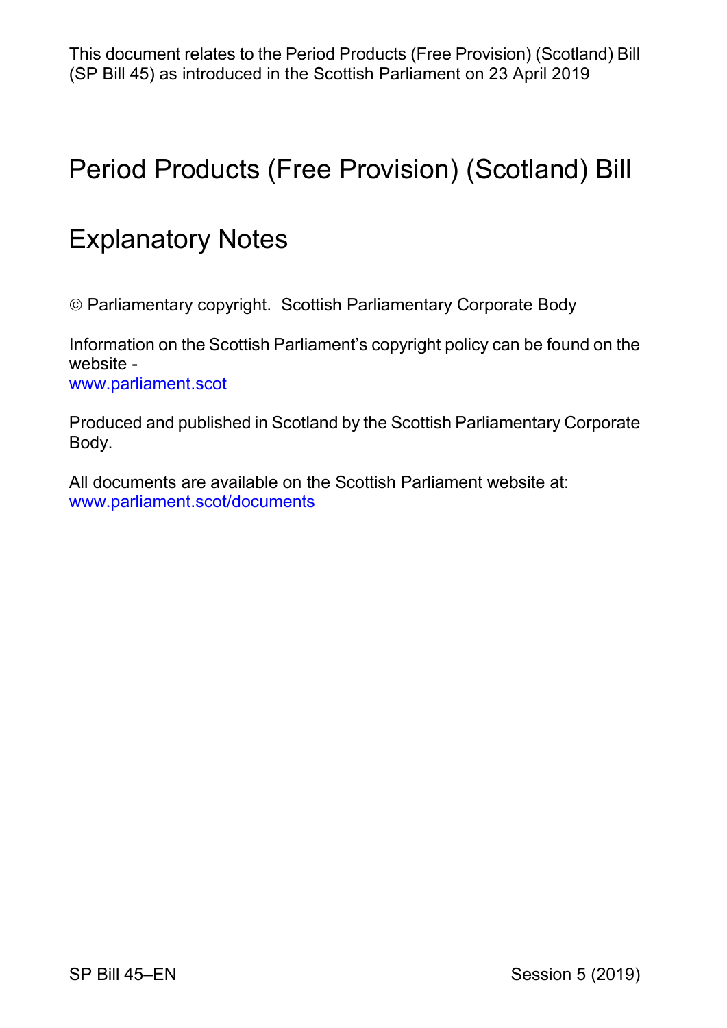This document relates to the Period Products (Free Provision) (Scotland) Bill (SP Bill 45) as introduced in the Scottish Parliament on 23 April 2019

# Period Products (Free Provision) (Scotland) Bill

## Explanatory Notes

© Parliamentary copyright. Scottish Parliamentary Corporate Body

Information on the Scottish Parliament's copyright policy can be found on the website -
www.parliament.scot

Produced and published in Scotland by the Scottish Parliamentary Corporate Body.

All documents are available on the Scottish Parliament website at:
www.parliament.scot/documents

SP Bill 45–EN

Session 5 (2019)